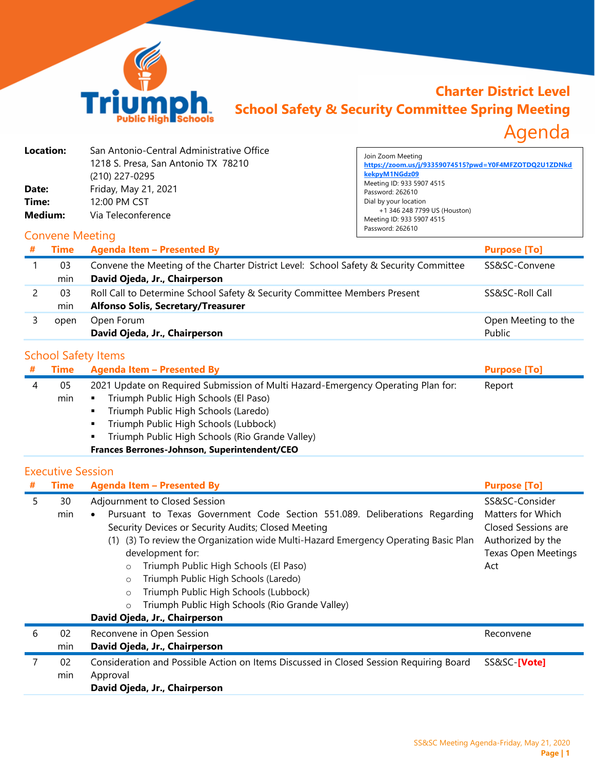# Charter District Level
# School Safety & Security Committee Spring Meeting
# Agenda

**Location:** San Antonio-Central Administrative Office
1218 S. Presa, San Antonio TX 78210
(210) 227-0295

**Date:** Friday, May 21, 2021

**Time:** 12:00 PM CST

**Medium:** Via Teleconference

Join Zoom Meeting
https://zoom.us/j/93359074515?pwd=Y0F4MFZOTDQ2U1ZDNkdkekpyM1NGdz09
Meeting ID: 933 5907 4515
Password: 262610
Dial by your location
+1 346 248 7799 US (Houston)
Meeting ID: 933 5907 4515
Password: 262610

## Convene Meeting

| # | Time | Agenda Item – Presented By | Purpose [To] |
|---|---|---|---|
| 1 | 03 min | Convene the Meeting of the Charter District Level: School Safety & Security Committee<br>**David Ojeda, Jr., Chairperson** | SS&SC-Convene |
| 2 | 03 min | Roll Call to Determine School Safety & Security Committee Members Present<br>**Alfonso Solis, Secretary/Treasurer** | SS&SC-Roll Call |
| 3 | open | Open Forum<br>**David Ojeda, Jr., Chairperson** | Open Meeting to the Public |

## School Safety Items

| # | Time | Agenda Item – Presented By | Purpose [To] |
|---|---|---|---|
| 4 | 05 min | 2021 Update on Required Submission of Multi Hazard-Emergency Operating Plan for:<br>▪ Triumph Public High Schools (El Paso)<br>▪ Triumph Public High Schools (Laredo)<br>▪ Triumph Public High Schools (Lubbock)<br>▪ Triumph Public High Schools (Rio Grande Valley)<br>**Frances Berrones-Johnson, Superintendent/CEO** | Report |

## Executive Session

| # | Time | Agenda Item – Presented By | Purpose [To] |
|---|---|---|---|
| 5 | 30 min | Adjournment to Closed Session<br>• Pursuant to Texas Government Code Section 551.089. Deliberations Regarding Security Devices or Security Audits; Closed Meeting<br>(1) (3) To review the Organization wide Multi-Hazard Emergency Operating Basic Plan development for:<br>○ Triumph Public High Schools (El Paso)<br>○ Triumph Public High Schools (Laredo)<br>○ Triumph Public High Schools (Lubbock)<br>○ Triumph Public High Schools (Rio Grande Valley)<br>**David Ojeda, Jr., Chairperson** | SS&SC-Consider Matters for Which Closed Sessions are Authorized by the Texas Open Meetings Act |
| 6 | 02 min | Reconvene in Open Session<br>**David Ojeda, Jr., Chairperson** | Reconvene |
| 7 | 02 min | Consideration and Possible Action on Items Discussed in Closed Session Requiring Board Approval<br>**David Ojeda, Jr., Chairperson** | SS&SC-**[Vote]** |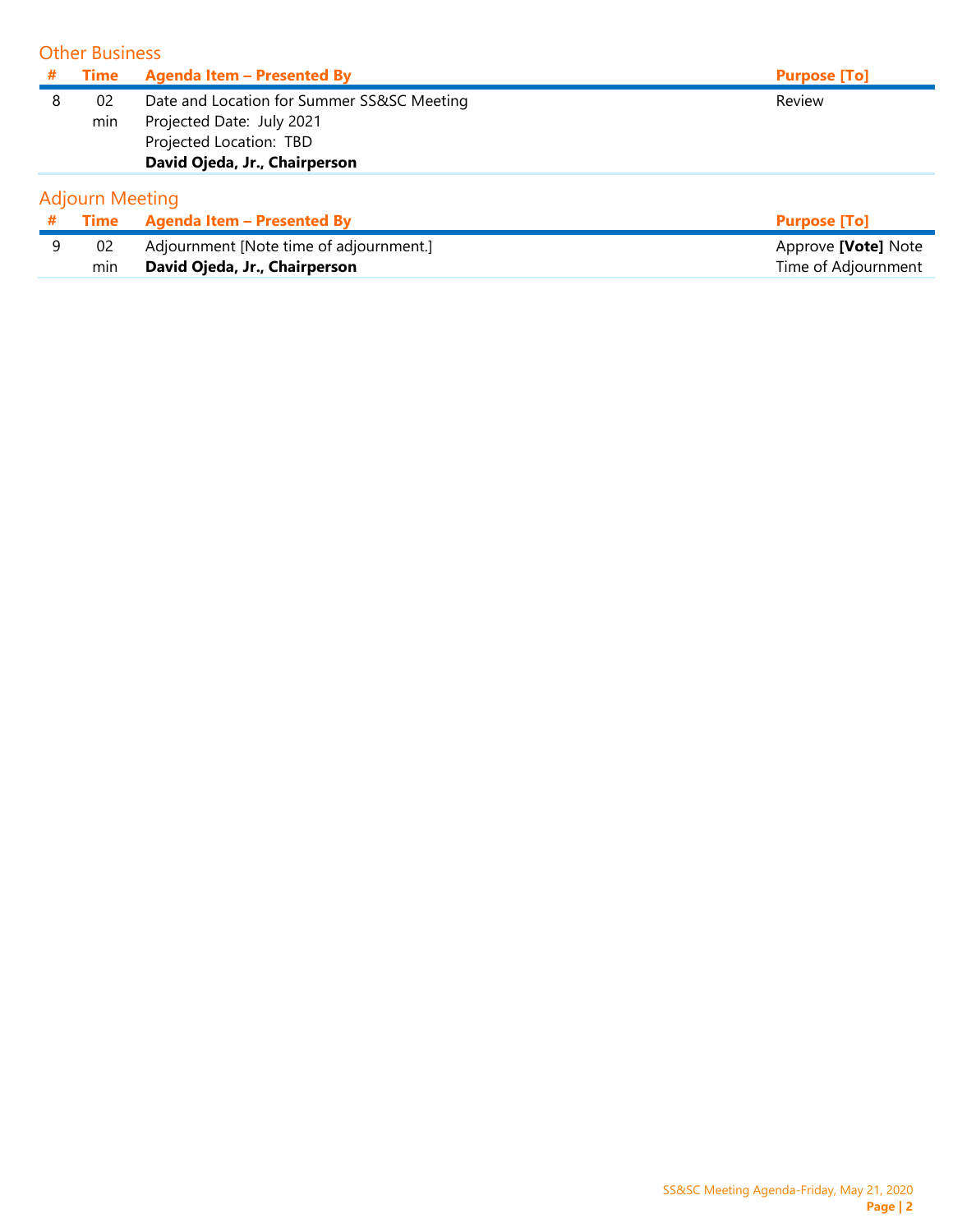## Other Business

| # | Time | Agenda Item – Presented By | Purpose [To] |
|---|---|---|---|
| 8 | 02 min | Date and Location for Summer SS&SC Meeting<br>Projected Date: July 2021<br>Projected Location: TBD<br>**David Ojeda, Jr., Chairperson** | Review |

## Adjourn Meeting

| # | Time | Agenda Item – Presented By | Purpose [To] |
|---|---|---|---|
| 9 | 02 min | Adjournment [Note time of adjournment.]<br>**David Ojeda, Jr., Chairperson** | Approve **[Vote]** Note Time of Adjournment |